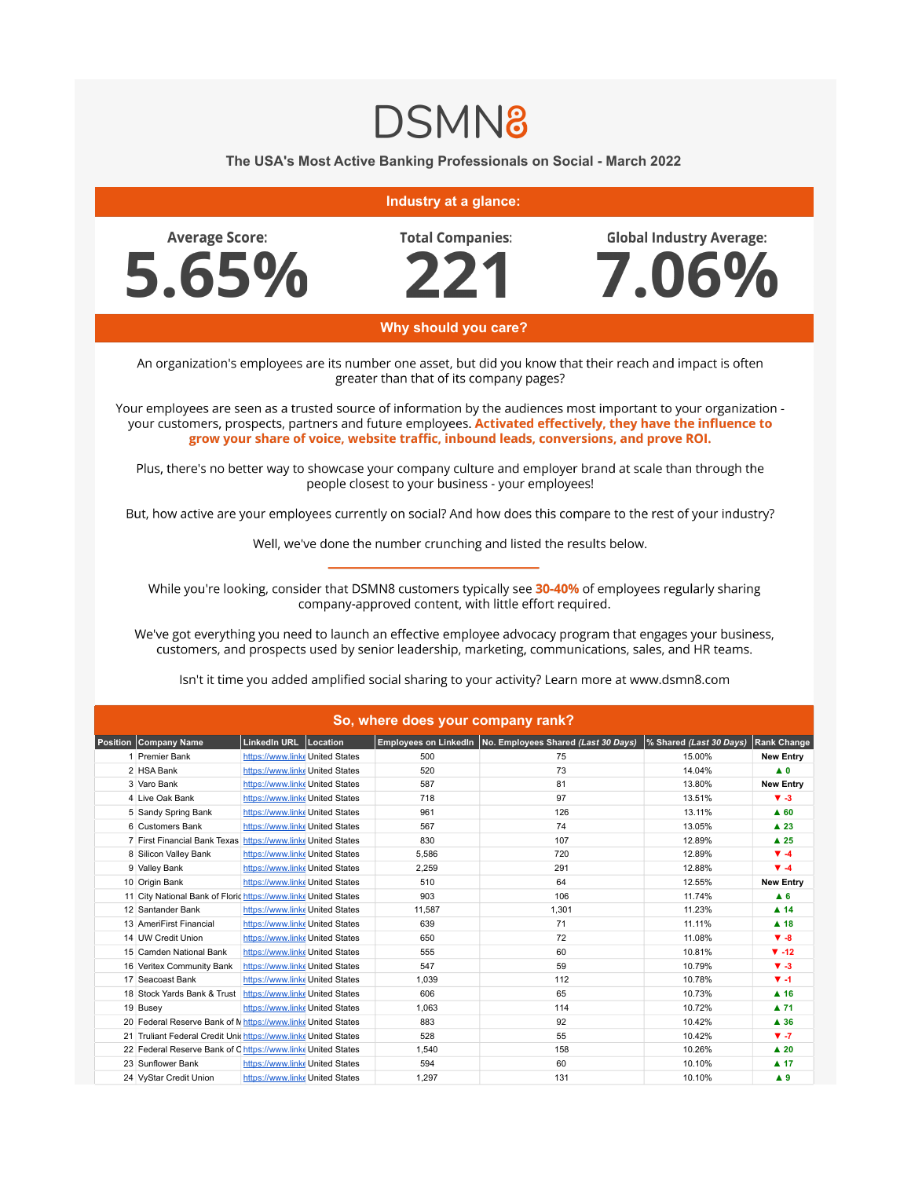# DSMN8

## The USA's Most Active Banking Professionals on Social - March 2022

### Industry at a glance:

**Average Score:** 5.65%

**Total Companies:** 221

**Global Industry Average:** 7.06%

### Why should you care?

An organization's employees are its number one asset, but did you know that their reach and impact is often greater than that of its company pages?

Your employees are seen as a trusted source of information by the audiences most important to your organization - your customers, prospects, partners and future employees. **Activated effectively, they have the influence to grow your share of voice, website traffic, inbound leads, conversions, and prove ROI.**

Plus, there's no better way to showcase your company culture and employer brand at scale than through the people closest to your business - your employees!

But, how active are your employees currently on social? And how does this compare to the rest of your industry?

Well, we've done the number crunching and listed the results below.

---

While you're looking, consider that DSMN8 customers typically see **30-40%** of employees regularly sharing company-approved content, with little effort required.

We've got everything you need to launch an effective employee advocacy program that engages your business, customers, and prospects used by senior leadership, marketing, communications, sales, and HR teams.

Isn't it time you added amplified social sharing to your activity? Learn more at www.dsmn8.com

### So, where does your company rank?

| Position | Company Name | LinkedIn URL | Location | Employees on LinkedIn | No. Employees Shared *(Last 30 Days)* | % Shared *(Last 30 Days)* | Rank Change |
|---|---|---|---|---|---|---|---|
| 1 | Premier Bank | https://www.linke | United States | 500 | 75 | 15.00% | New Entry |
| 2 | HSA Bank | https://www.linke | United States | 520 | 73 | 14.04% | ▲ 0 |
| 3 | Varo Bank | https://www.linke | United States | 587 | 81 | 13.80% | New Entry |
| 4 | Live Oak Bank | https://www.linke | United States | 718 | 97 | 13.51% | ▼ -3 |
| 5 | Sandy Spring Bank | https://www.linke | United States | 961 | 126 | 13.11% | ▲ 60 |
| 6 | Customers Bank | https://www.linke | United States | 567 | 74 | 13.05% | ▲ 23 |
| 7 | First Financial Bank Texas | https://www.linke | United States | 830 | 107 | 12.89% | ▲ 25 |
| 8 | Silicon Valley Bank | https://www.linke | United States | 5,586 | 720 | 12.89% | ▼ -4 |
| 9 | Valley Bank | https://www.linke | United States | 2,259 | 291 | 12.88% | ▼ -4 |
| 10 | Origin Bank | https://www.linke | United States | 510 | 64 | 12.55% | New Entry |
| 11 | City National Bank of Floric | https://www.linke | United States | 903 | 106 | 11.74% | ▲ 6 |
| 12 | Santander Bank | https://www.linke | United States | 11,587 | 1,301 | 11.23% | ▲ 14 |
| 13 | AmeriFirst Financial | https://www.linke | United States | 639 | 71 | 11.11% | ▲ 18 |
| 14 | UW Credit Union | https://www.linke | United States | 650 | 72 | 11.08% | ▼ -8 |
| 15 | Camden National Bank | https://www.linke | United States | 555 | 60 | 10.81% | ▼ -12 |
| 16 | Veritex Community Bank | https://www.linke | United States | 547 | 59 | 10.79% | ▼ -3 |
| 17 | Seacoast Bank | https://www.linke | United States | 1,039 | 112 | 10.78% | ▼ -1 |
| 18 | Stock Yards Bank & Trust | https://www.linke | United States | 606 | 65 | 10.73% | ▲ 16 |
| 19 | Busey | https://www.linke | United States | 1,063 | 114 | 10.72% | ▲ 71 |
| 20 | Federal Reserve Bank of N | https://www.linke | United States | 883 | 92 | 10.42% | ▲ 36 |
| 21 | Truliant Federal Credit Unio | https://www.linke | United States | 528 | 55 | 10.42% | ▼ -7 |
| 22 | Federal Reserve Bank of C | https://www.linke | United States | 1,540 | 158 | 10.26% | ▲ 20 |
| 23 | Sunflower Bank | https://www.linke | United States | 594 | 60 | 10.10% | ▲ 17 |
| 24 | VyStar Credit Union | https://www.linke | United States | 1,297 | 131 | 10.10% | ▲ 9 |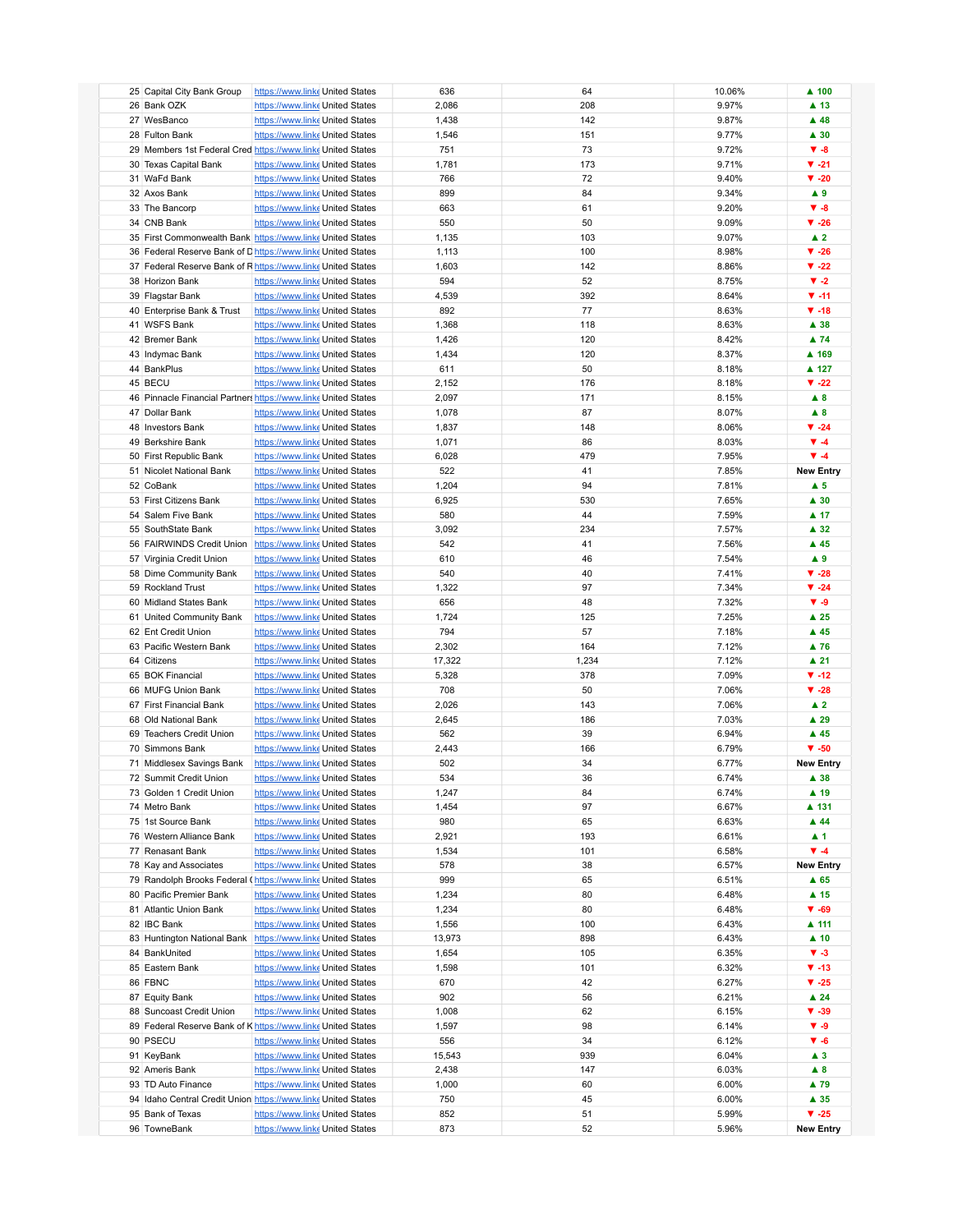| | | | | | | | |
|---|---|---|---|---|---|---|---|
| 25 | Capital City Bank Group | https://www.linke | United States | 636 | 64 | 10.06% | ▲ 100 |
| 26 | Bank OZK | https://www.linke | United States | 2,086 | 208 | 9.97% | ▲ 13 |
| 27 | WesBanco | https://www.linke | United States | 1,438 | 142 | 9.87% | ▲ 48 |
| 28 | Fulton Bank | https://www.linke | United States | 1,546 | 151 | 9.77% | ▲ 30 |
| 29 | Members 1st Federal Cred | https://www.linke | United States | 751 | 73 | 9.72% | ▼ -8 |
| 30 | Texas Capital Bank | https://www.linke | United States | 1,781 | 173 | 9.71% | ▼ -21 |
| 31 | WaFd Bank | https://www.linke | United States | 766 | 72 | 9.40% | ▼ -20 |
| 32 | Axos Bank | https://www.linke | United States | 899 | 84 | 9.34% | ▲ 9 |
| 33 | The Bancorp | https://www.linke | United States | 663 | 61 | 9.20% | ▼ -8 |
| 34 | CNB Bank | https://www.linke | United States | 550 | 50 | 9.09% | ▼ -26 |
| 35 | First Commonwealth Bank | https://www.linke | United States | 1,135 | 103 | 9.07% | ▲ 2 |
| 36 | Federal Reserve Bank of D | https://www.linke | United States | 1,113 | 100 | 8.98% | ▼ -26 |
| 37 | Federal Reserve Bank of R | https://www.linke | United States | 1,603 | 142 | 8.86% | ▼ -22 |
| 38 | Horizon Bank | https://www.linke | United States | 594 | 52 | 8.75% | ▼ -2 |
| 39 | Flagstar Bank | https://www.linke | United States | 4,539 | 392 | 8.64% | ▼ -11 |
| 40 | Enterprise Bank & Trust | https://www.linke | United States | 892 | 77 | 8.63% | ▼ -18 |
| 41 | WSFS Bank | https://www.linke | United States | 1,368 | 118 | 8.63% | ▲ 38 |
| 42 | Bremer Bank | https://www.linke | United States | 1,426 | 120 | 8.42% | ▲ 74 |
| 43 | Indymac Bank | https://www.linke | United States | 1,434 | 120 | 8.37% | ▲ 169 |
| 44 | BankPlus | https://www.linke | United States | 611 | 50 | 8.18% | ▲ 127 |
| 45 | BECU | https://www.linke | United States | 2,152 | 176 | 8.18% | ▼ -22 |
| 46 | Pinnacle Financial Partners | https://www.linke | United States | 2,097 | 171 | 8.15% | ▲ 8 |
| 47 | Dollar Bank | https://www.linke | United States | 1,078 | 87 | 8.07% | ▲ 8 |
| 48 | Investors Bank | https://www.linke | United States | 1,837 | 148 | 8.06% | ▼ -24 |
| 49 | Berkshire Bank | https://www.linke | United States | 1,071 | 86 | 8.03% | ▼ -4 |
| 50 | First Republic Bank | https://www.linke | United States | 6,028 | 479 | 7.95% | ▼ -4 |
| 51 | Nicolet National Bank | https://www.linke | United States | 522 | 41 | 7.85% | New Entry |
| 52 | CoBank | https://www.linke | United States | 1,204 | 94 | 7.81% | ▲ 5 |
| 53 | First Citizens Bank | https://www.linke | United States | 6,925 | 530 | 7.65% | ▲ 30 |
| 54 | Salem Five Bank | https://www.linke | United States | 580 | 44 | 7.59% | ▲ 17 |
| 55 | SouthState Bank | https://www.linke | United States | 3,092 | 234 | 7.57% | ▲ 32 |
| 56 | FAIRWINDS Credit Union | https://www.linke | United States | 542 | 41 | 7.56% | ▲ 45 |
| 57 | Virginia Credit Union | https://www.linke | United States | 610 | 46 | 7.54% | ▲ 9 |
| 58 | Dime Community Bank | https://www.linke | United States | 540 | 40 | 7.41% | ▼ -28 |
| 59 | Rockland Trust | https://www.linke | United States | 1,322 | 97 | 7.34% | ▼ -24 |
| 60 | Midland States Bank | https://www.linke | United States | 656 | 48 | 7.32% | ▼ -9 |
| 61 | United Community Bank | https://www.linke | United States | 1,724 | 125 | 7.25% | ▲ 25 |
| 62 | Ent Credit Union | https://www.linke | United States | 794 | 57 | 7.18% | ▲ 45 |
| 63 | Pacific Western Bank | https://www.linke | United States | 2,302 | 164 | 7.12% | ▲ 76 |
| 64 | Citizens | https://www.linke | United States | 17,322 | 1,234 | 7.12% | ▲ 21 |
| 65 | BOK Financial | https://www.linke | United States | 5,328 | 378 | 7.09% | ▼ -12 |
| 66 | MUFG Union Bank | https://www.linke | United States | 708 | 50 | 7.06% | ▼ -28 |
| 67 | First Financial Bank | https://www.linke | United States | 2,026 | 143 | 7.06% | ▲ 2 |
| 68 | Old National Bank | https://www.linke | United States | 2,645 | 186 | 7.03% | ▲ 29 |
| 69 | Teachers Credit Union | https://www.linke | United States | 562 | 39 | 6.94% | ▲ 45 |
| 70 | Simmons Bank | https://www.linke | United States | 2,443 | 166 | 6.79% | ▼ -50 |
| 71 | Middlesex Savings Bank | https://www.linke | United States | 502 | 34 | 6.77% | New Entry |
| 72 | Summit Credit Union | https://www.linke | United States | 534 | 36 | 6.74% | ▲ 38 |
| 73 | Golden 1 Credit Union | https://www.linke | United States | 1,247 | 84 | 6.74% | ▲ 19 |
| 74 | Metro Bank | https://www.linke | United States | 1,454 | 97 | 6.67% | ▲ 131 |
| 75 | 1st Source Bank | https://www.linke | United States | 980 | 65 | 6.63% | ▲ 44 |
| 76 | Western Alliance Bank | https://www.linke | United States | 2,921 | 193 | 6.61% | ▲ 1 |
| 77 | Renasant Bank | https://www.linke | United States | 1,534 | 101 | 6.58% | ▼ -4 |
| 78 | Kay and Associates | https://www.linke | United States | 578 | 38 | 6.57% | New Entry |
| 79 | Randolph Brooks Federal C | https://www.linke | United States | 999 | 65 | 6.51% | ▲ 65 |
| 80 | Pacific Premier Bank | https://www.linke | United States | 1,234 | 80 | 6.48% | ▲ 15 |
| 81 | Atlantic Union Bank | https://www.linke | United States | 1,234 | 80 | 6.48% | ▼ -69 |
| 82 | IBC Bank | https://www.linke | United States | 1,556 | 100 | 6.43% | ▲ 111 |
| 83 | Huntington National Bank | https://www.linke | United States | 13,973 | 898 | 6.43% | ▲ 10 |
| 84 | BankUnited | https://www.linke | United States | 1,654 | 105 | 6.35% | ▼ -3 |
| 85 | Eastern Bank | https://www.linke | United States | 1,598 | 101 | 6.32% | ▼ -13 |
| 86 | FBNC | https://www.linke | United States | 670 | 42 | 6.27% | ▼ -25 |
| 87 | Equity Bank | https://www.linke | United States | 902 | 56 | 6.21% | ▲ 24 |
| 88 | Suncoast Credit Union | https://www.linke | United States | 1,008 | 62 | 6.15% | ▼ -39 |
| 89 | Federal Reserve Bank of K | https://www.linke | United States | 1,597 | 98 | 6.14% | ▼ -9 |
| 90 | PSECU | https://www.linke | United States | 556 | 34 | 6.12% | ▼ -6 |
| 91 | KeyBank | https://www.linke | United States | 15,543 | 939 | 6.04% | ▲ 3 |
| 92 | Ameris Bank | https://www.linke | United States | 2,438 | 147 | 6.03% | ▲ 8 |
| 93 | TD Auto Finance | https://www.linke | United States | 1,000 | 60 | 6.00% | ▲ 79 |
| 94 | Idaho Central Credit Union | https://www.linke | United States | 750 | 45 | 6.00% | ▲ 35 |
| 95 | Bank of Texas | https://www.linke | United States | 852 | 51 | 5.99% | ▼ -25 |
| 96 | TowneBank | https://www.linke | United States | 873 | 52 | 5.96% | New Entry |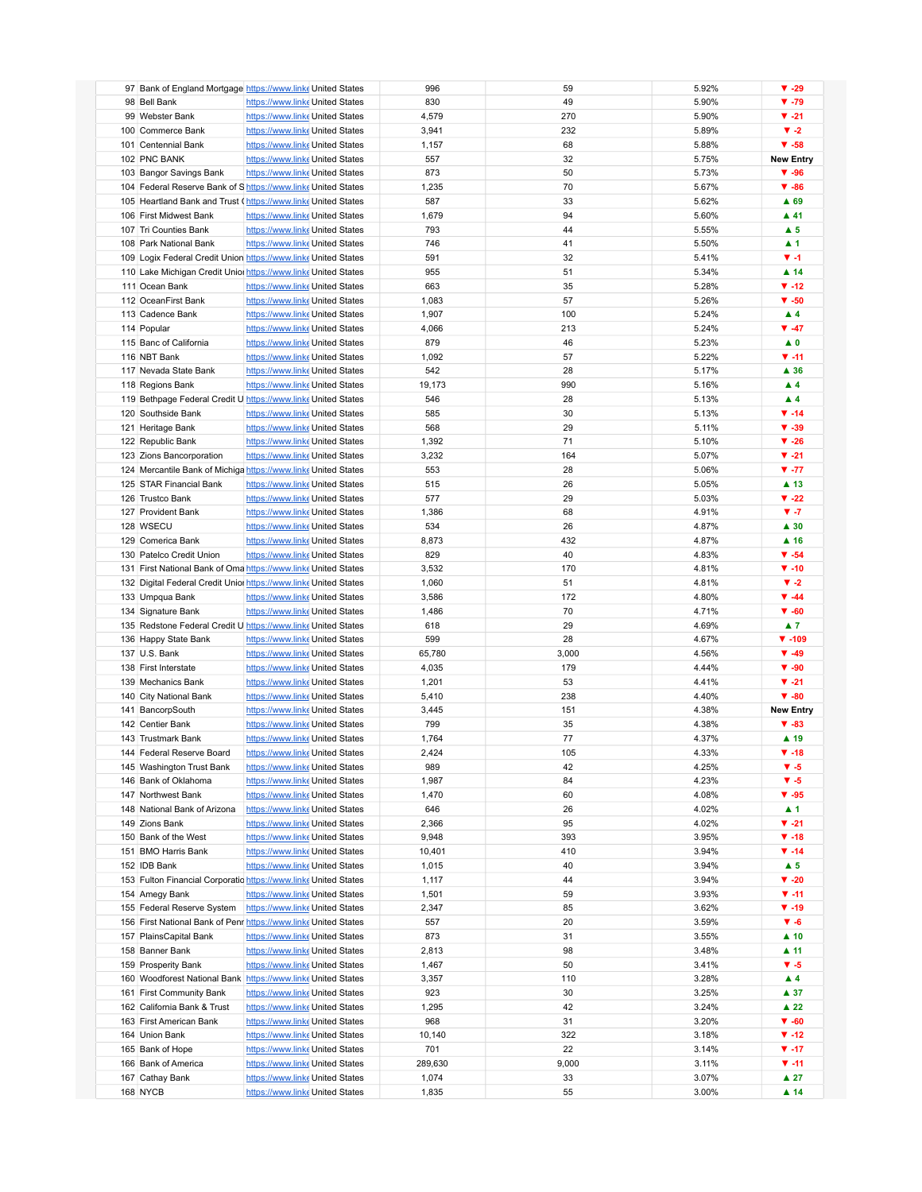| | | | | | | | |
|---|---|---|---|---|---|---|---|
| 97 | Bank of England Mortgage | https://www.linke | United States | 996 | 59 | 5.92% | ▼ -29 |
| 98 | Bell Bank | https://www.linke | United States | 830 | 49 | 5.90% | ▼ -79 |
| 99 | Webster Bank | https://www.linke | United States | 4,579 | 270 | 5.90% | ▼ -21 |
| 100 | Commerce Bank | https://www.linke | United States | 3,941 | 232 | 5.89% | ▼ -2 |
| 101 | Centennial Bank | https://www.linke | United States | 1,157 | 68 | 5.88% | ▼ -58 |
| 102 | PNC BANK | https://www.linke | United States | 557 | 32 | 5.75% | New Entry |
| 103 | Bangor Savings Bank | https://www.linke | United States | 873 | 50 | 5.73% | ▼ -96 |
| 104 | Federal Reserve Bank of S | https://www.linke | United States | 1,235 | 70 | 5.67% | ▼ -86 |
| 105 | Heartland Bank and Trust ( | https://www.linke | United States | 587 | 33 | 5.62% | ▲ 69 |
| 106 | First Midwest Bank | https://www.linke | United States | 1,679 | 94 | 5.60% | ▲ 41 |
| 107 | Tri Counties Bank | https://www.linke | United States | 793 | 44 | 5.55% | ▲ 5 |
| 108 | Park National Bank | https://www.linke | United States | 746 | 41 | 5.50% | ▲ 1 |
| 109 | Logix Federal Credit Union | https://www.linke | United States | 591 | 32 | 5.41% | ▼ -1 |
| 110 | Lake Michigan Credit Unio | https://www.linke | United States | 955 | 51 | 5.34% | ▲ 14 |
| 111 | Ocean Bank | https://www.linke | United States | 663 | 35 | 5.28% | ▼ -12 |
| 112 | OceanFirst Bank | https://www.linke | United States | 1,083 | 57 | 5.26% | ▼ -50 |
| 113 | Cadence Bank | https://www.linke | United States | 1,907 | 100 | 5.24% | ▲ 4 |
| 114 | Popular | https://www.linke | United States | 4,066 | 213 | 5.24% | ▼ -47 |
| 115 | Banc of California | https://www.linke | United States | 879 | 46 | 5.23% | ▲ 0 |
| 116 | NBT Bank | https://www.linke | United States | 1,092 | 57 | 5.22% | ▼ -11 |
| 117 | Nevada State Bank | https://www.linke | United States | 542 | 28 | 5.17% | ▲ 36 |
| 118 | Regions Bank | https://www.linke | United States | 19,173 | 990 | 5.16% | ▲ 4 |
| 119 | Bethpage Federal Credit U | https://www.linke | United States | 546 | 28 | 5.13% | ▲ 4 |
| 120 | Southside Bank | https://www.linke | United States | 585 | 30 | 5.13% | ▼ -14 |
| 121 | Heritage Bank | https://www.linke | United States | 568 | 29 | 5.11% | ▼ -39 |
| 122 | Republic Bank | https://www.linke | United States | 1,392 | 71 | 5.10% | ▼ -26 |
| 123 | Zions Bancorporation | https://www.linke | United States | 3,232 | 164 | 5.07% | ▼ -21 |
| 124 | Mercantile Bank of Michiga | https://www.linke | United States | 553 | 28 | 5.06% | ▼ -77 |
| 125 | STAR Financial Bank | https://www.linke | United States | 515 | 26 | 5.05% | ▲ 13 |
| 126 | Trustco Bank | https://www.linke | United States | 577 | 29 | 5.03% | ▼ -22 |
| 127 | Provident Bank | https://www.linke | United States | 1,386 | 68 | 4.91% | ▼ -7 |
| 128 | WSECU | https://www.linke | United States | 534 | 26 | 4.87% | ▲ 30 |
| 129 | Comerica Bank | https://www.linke | United States | 8,873 | 432 | 4.87% | ▲ 16 |
| 130 | Patelco Credit Union | https://www.linke | United States | 829 | 40 | 4.83% | ▼ -54 |
| 131 | First National Bank of Oma | https://www.linke | United States | 3,532 | 170 | 4.81% | ▼ -10 |
| 132 | Digital Federal Credit Unio | https://www.linke | United States | 1,060 | 51 | 4.81% | ▼ -2 |
| 133 | Umpqua Bank | https://www.linke | United States | 3,586 | 172 | 4.80% | ▼ -44 |
| 134 | Signature Bank | https://www.linke | United States | 1,486 | 70 | 4.71% | ▼ -60 |
| 135 | Redstone Federal Credit U | https://www.linke | United States | 618 | 29 | 4.69% | ▲ 7 |
| 136 | Happy State Bank | https://www.linke | United States | 599 | 28 | 4.67% | ▼ -109 |
| 137 | U.S. Bank | https://www.linke | United States | 65,780 | 3,000 | 4.56% | ▼ -49 |
| 138 | First Interstate | https://www.linke | United States | 4,035 | 179 | 4.44% | ▼ -90 |
| 139 | Mechanics Bank | https://www.linke | United States | 1,201 | 53 | 4.41% | ▼ -21 |
| 140 | City National Bank | https://www.linke | United States | 5,410 | 238 | 4.40% | ▼ -80 |
| 141 | BancorpSouth | https://www.linke | United States | 3,445 | 151 | 4.38% | New Entry |
| 142 | Centier Bank | https://www.linke | United States | 799 | 35 | 4.38% | ▼ -83 |
| 143 | Trustmark Bank | https://www.linke | United States | 1,764 | 77 | 4.37% | ▲ 19 |
| 144 | Federal Reserve Board | https://www.linke | United States | 2,424 | 105 | 4.33% | ▼ -18 |
| 145 | Washington Trust Bank | https://www.linke | United States | 989 | 42 | 4.25% | ▼ -5 |
| 146 | Bank of Oklahoma | https://www.linke | United States | 1,987 | 84 | 4.23% | ▼ -5 |
| 147 | Northwest Bank | https://www.linke | United States | 1,470 | 60 | 4.08% | ▼ -95 |
| 148 | National Bank of Arizona | https://www.linke | United States | 646 | 26 | 4.02% | ▲ 1 |
| 149 | Zions Bank | https://www.linke | United States | 2,366 | 95 | 4.02% | ▼ -21 |
| 150 | Bank of the West | https://www.linke | United States | 9,948 | 393 | 3.95% | ▼ -18 |
| 151 | BMO Harris Bank | https://www.linke | United States | 10,401 | 410 | 3.94% | ▼ -14 |
| 152 | IDB Bank | https://www.linke | United States | 1,015 | 40 | 3.94% | ▲ 5 |
| 153 | Fulton Financial Corporatio | https://www.linke | United States | 1,117 | 44 | 3.94% | ▼ -20 |
| 154 | Amegy Bank | https://www.linke | United States | 1,501 | 59 | 3.93% | ▼ -11 |
| 155 | Federal Reserve System | https://www.linke | United States | 2,347 | 85 | 3.62% | ▼ -19 |
| 156 | First National Bank of Penr | https://www.linke | United States | 557 | 20 | 3.59% | ▼ -6 |
| 157 | PlainsCapital Bank | https://www.linke | United States | 873 | 31 | 3.55% | ▲ 10 |
| 158 | Banner Bank | https://www.linke | United States | 2,813 | 98 | 3.48% | ▲ 11 |
| 159 | Prosperity Bank | https://www.linke | United States | 1,467 | 50 | 3.41% | ▼ -5 |
| 160 | Woodforest National Bank | https://www.linke | United States | 3,357 | 110 | 3.28% | ▲ 4 |
| 161 | First Community Bank | https://www.linke | United States | 923 | 30 | 3.25% | ▲ 37 |
| 162 | California Bank & Trust | https://www.linke | United States | 1,295 | 42 | 3.24% | ▲ 22 |
| 163 | First American Bank | https://www.linke | United States | 968 | 31 | 3.20% | ▼ -60 |
| 164 | Union Bank | https://www.linke | United States | 10,140 | 322 | 3.18% | ▼ -12 |
| 165 | Bank of Hope | https://www.linke | United States | 701 | 22 | 3.14% | ▼ -17 |
| 166 | Bank of America | https://www.linke | United States | 289,630 | 9,000 | 3.11% | ▼ -11 |
| 167 | Cathay Bank | https://www.linke | United States | 1,074 | 33 | 3.07% | ▲ 27 |
| 168 | NYCB | https://www.linke | United States | 1,835 | 55 | 3.00% | ▲ 14 |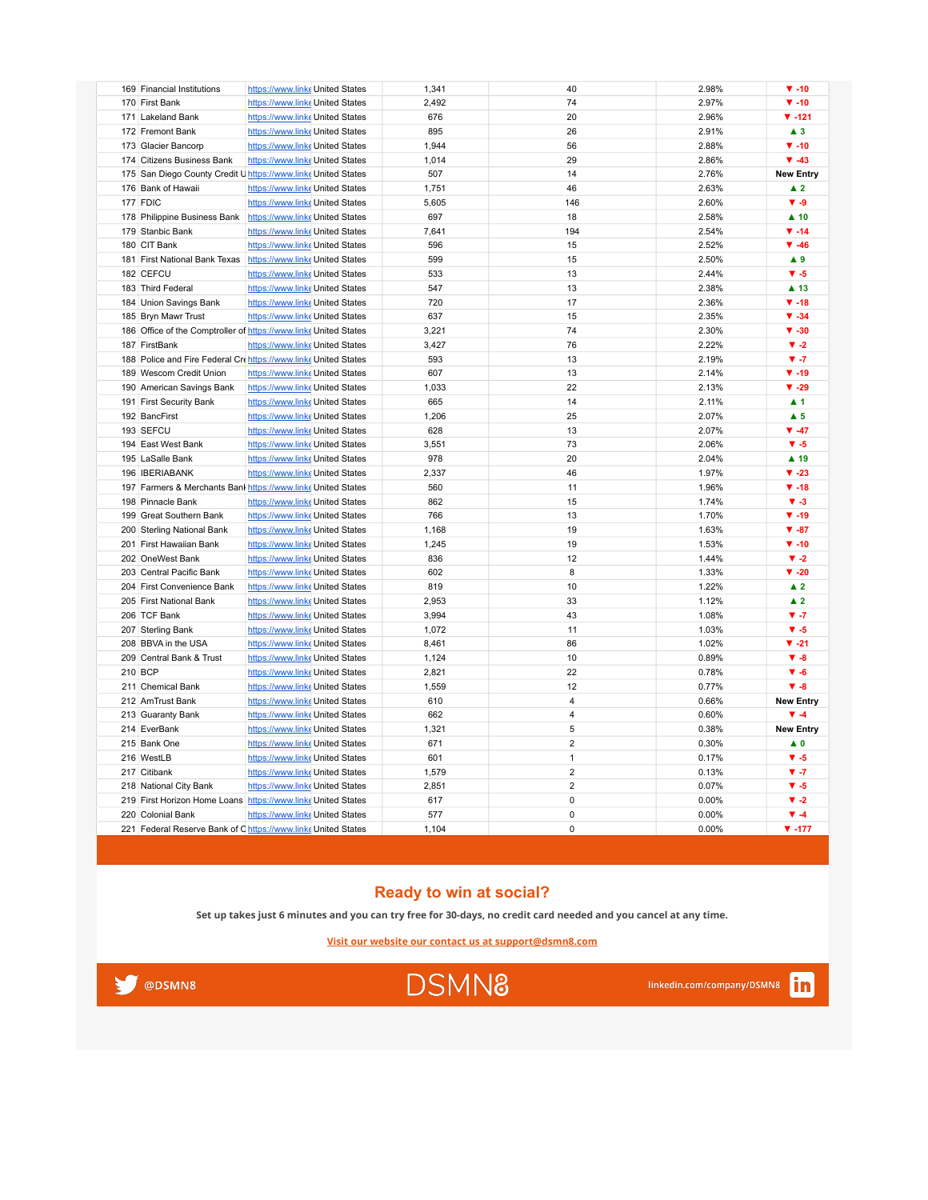| | | | | | | | |
|---|---|---|---|---|---|---|---|
| 169 | Financial Institutions | https://www.linke | United States | 1,341 | 40 | 2.98% | ▼ -10 |
| 170 | First Bank | https://www.linke | United States | 2,492 | 74 | 2.97% | ▼ -10 |
| 171 | Lakeland Bank | https://www.linke | United States | 676 | 20 | 2.96% | ▼ -121 |
| 172 | Fremont Bank | https://www.linke | United States | 895 | 26 | 2.91% | ▲ 3 |
| 173 | Glacier Bancorp | https://www.linke | United States | 1,944 | 56 | 2.88% | ▼ -10 |
| 174 | Citizens Business Bank | https://www.linke | United States | 1,014 | 29 | 2.86% | ▼ -43 |
| 175 | San Diego County Credit U | https://www.linke | United States | 507 | 14 | 2.76% | New Entry |
| 176 | Bank of Hawaii | https://www.linke | United States | 1,751 | 46 | 2.63% | ▲ 2 |
| 177 | FDIC | https://www.linke | United States | 5,605 | 146 | 2.60% | ▼ -9 |
| 178 | Philippine Business Bank | https://www.linke | United States | 697 | 18 | 2.58% | ▲ 10 |
| 179 | Stanbic Bank | https://www.linke | United States | 7,641 | 194 | 2.54% | ▼ -14 |
| 180 | CIT Bank | https://www.linke | United States | 596 | 15 | 2.52% | ▼ -46 |
| 181 | First National Bank Texas | https://www.linke | United States | 599 | 15 | 2.50% | ▲ 9 |
| 182 | CEFCU | https://www.linke | United States | 533 | 13 | 2.44% | ▼ -5 |
| 183 | Third Federal | https://www.linke | United States | 547 | 13 | 2.38% | ▲ 13 |
| 184 | Union Savings Bank | https://www.linke | United States | 720 | 17 | 2.36% | ▼ -18 |
| 185 | Bryn Mawr Trust | https://www.linke | United States | 637 | 15 | 2.35% | ▼ -34 |
| 186 | Office of the Comptroller of | https://www.linke | United States | 3,221 | 74 | 2.30% | ▼ -30 |
| 187 | FirstBank | https://www.linke | United States | 3,427 | 76 | 2.22% | ▼ -2 |
| 188 | Police and Fire Federal Cre | https://www.linke | United States | 593 | 13 | 2.19% | ▼ -7 |
| 189 | Wescom Credit Union | https://www.linke | United States | 607 | 13 | 2.14% | ▼ -19 |
| 190 | American Savings Bank | https://www.linke | United States | 1,033 | 22 | 2.13% | ▼ -29 |
| 191 | First Security Bank | https://www.linke | United States | 665 | 14 | 2.11% | ▲ 1 |
| 192 | BancFirst | https://www.linke | United States | 1,206 | 25 | 2.07% | ▲ 5 |
| 193 | SEFCU | https://www.linke | United States | 628 | 13 | 2.07% | ▼ -47 |
| 194 | East West Bank | https://www.linke | United States | 3,551 | 73 | 2.06% | ▼ -5 |
| 195 | LaSalle Bank | https://www.linke | United States | 978 | 20 | 2.04% | ▲ 19 |
| 196 | IBERIABANK | https://www.linke | United States | 2,337 | 46 | 1.97% | ▼ -23 |
| 197 | Farmers & Merchants Bank | https://www.linke | United States | 560 | 11 | 1.96% | ▼ -18 |
| 198 | Pinnacle Bank | https://www.linke | United States | 862 | 15 | 1.74% | ▼ -3 |
| 199 | Great Southern Bank | https://www.linke | United States | 766 | 13 | 1.70% | ▼ -19 |
| 200 | Sterling National Bank | https://www.linke | United States | 1,168 | 19 | 1.63% | ▼ -87 |
| 201 | First Hawaiian Bank | https://www.linke | United States | 1,245 | 19 | 1.53% | ▼ -10 |
| 202 | OneWest Bank | https://www.linke | United States | 836 | 12 | 1.44% | ▼ -2 |
| 203 | Central Pacific Bank | https://www.linke | United States | 602 | 8 | 1.33% | ▼ -20 |
| 204 | First Convenience Bank | https://www.linke | United States | 819 | 10 | 1.22% | ▲ 2 |
| 205 | First National Bank | https://www.linke | United States | 2,953 | 33 | 1.12% | ▲ 2 |
| 206 | TCF Bank | https://www.linke | United States | 3,994 | 43 | 1.08% | ▼ -7 |
| 207 | Sterling Bank | https://www.linke | United States | 1,072 | 11 | 1.03% | ▼ -5 |
| 208 | BBVA in the USA | https://www.linke | United States | 8,461 | 86 | 1.02% | ▼ -21 |
| 209 | Central Bank & Trust | https://www.linke | United States | 1,124 | 10 | 0.89% | ▼ -8 |
| 210 | BCP | https://www.linke | United States | 2,821 | 22 | 0.78% | ▼ -6 |
| 211 | Chemical Bank | https://www.linke | United States | 1,559 | 12 | 0.77% | ▼ -8 |
| 212 | AmTrust Bank | https://www.linke | United States | 610 | 4 | 0.66% | New Entry |
| 213 | Guaranty Bank | https://www.linke | United States | 662 | 4 | 0.60% | ▼ -4 |
| 214 | EverBank | https://www.linke | United States | 1,321 | 5 | 0.38% | New Entry |
| 215 | Bank One | https://www.linke | United States | 671 | 2 | 0.30% | ▲ 0 |
| 216 | WestLB | https://www.linke | United States | 601 | 1 | 0.17% | ▼ -5 |
| 217 | Citibank | https://www.linke | United States | 1,579 | 2 | 0.13% | ▼ -7 |
| 218 | National City Bank | https://www.linke | United States | 2,851 | 2 | 0.07% | ▼ -5 |
| 219 | First Horizon Home Loans | https://www.linke | United States | 617 | 0 | 0.00% | ▼ -2 |
| 220 | Colonial Bank | https://www.linke | United States | 577 | 0 | 0.00% | ▼ -4 |
| 221 | Federal Reserve Bank of C | https://www.linke | United States | 1,104 | 0 | 0.00% | ▼ -177 |

## Ready to win at social?

**Set up takes just 6 minutes and you can try free for 30-days, no credit card needed and you cancel at any time.**

Visit our website our contact us at support@dsmn8.com

@DSMN8 DSMN8 linkedin.com/company/DSMN8